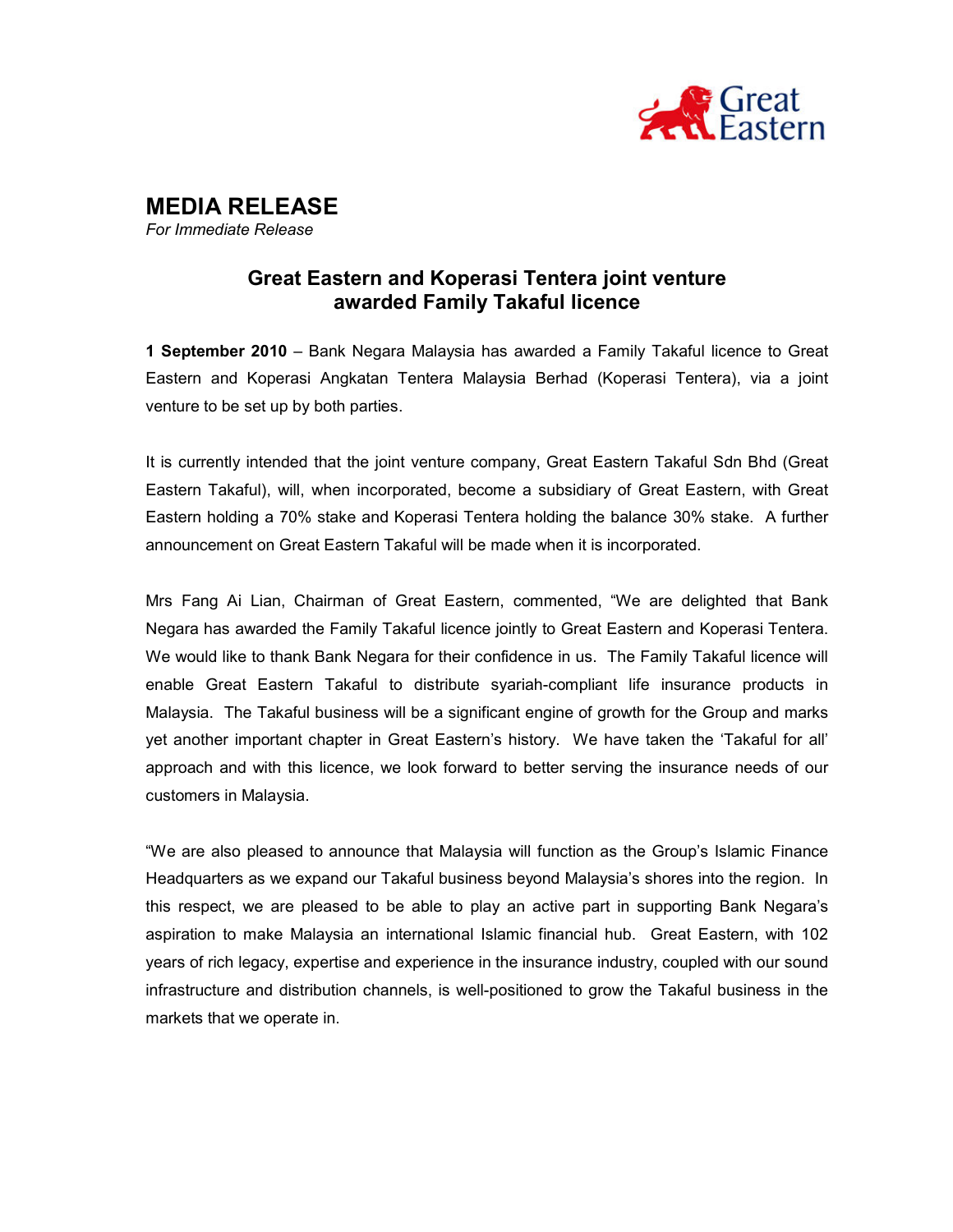# MEDIA RELEASE

*For Immediate Release*

## Great Eastern and Koperasi Tentera joint venture awarded Family Takaful licence

**1 September 2010** – Bank Negara Malaysia has awarded a Family Takaful licence to Great Eastern and Koperasi Angkatan Tentera Malaysia Berhad (Koperasi Tentera), via a joint venture to be set up by both parties.

It is currently intended that the joint venture company, Great Eastern Takaful Sdn Bhd (Great Eastern Takaful), will, when incorporated, become a subsidiary of Great Eastern, with Great Eastern holding a 70% stake and Koperasi Tentera holding the balance 30% stake. A further announcement on Great Eastern Takaful will be made when it is incorporated.

Mrs Fang Ai Lian, Chairman of Great Eastern, commented, "We are delighted that Bank Negara has awarded the Family Takaful licence jointly to Great Eastern and Koperasi Tentera. We would like to thank Bank Negara for their confidence in us. The Family Takaful licence will enable Great Eastern Takaful to distribute syariah-compliant life insurance products in Malaysia. The Takaful business will be a significant engine of growth for the Group and marks yet another important chapter in Great Eastern's history. We have taken the 'Takaful for all' approach and with this licence, we look forward to better serving the insurance needs of our customers in Malaysia.

"We are also pleased to announce that Malaysia will function as the Group's Islamic Finance Headquarters as we expand our Takaful business beyond Malaysia's shores into the region. In this respect, we are pleased to be able to play an active part in supporting Bank Negara's aspiration to make Malaysia an international Islamic financial hub. Great Eastern, with 102 years of rich legacy, expertise and experience in the insurance industry, coupled with our sound infrastructure and distribution channels, is well-positioned to grow the Takaful business in the markets that we operate in.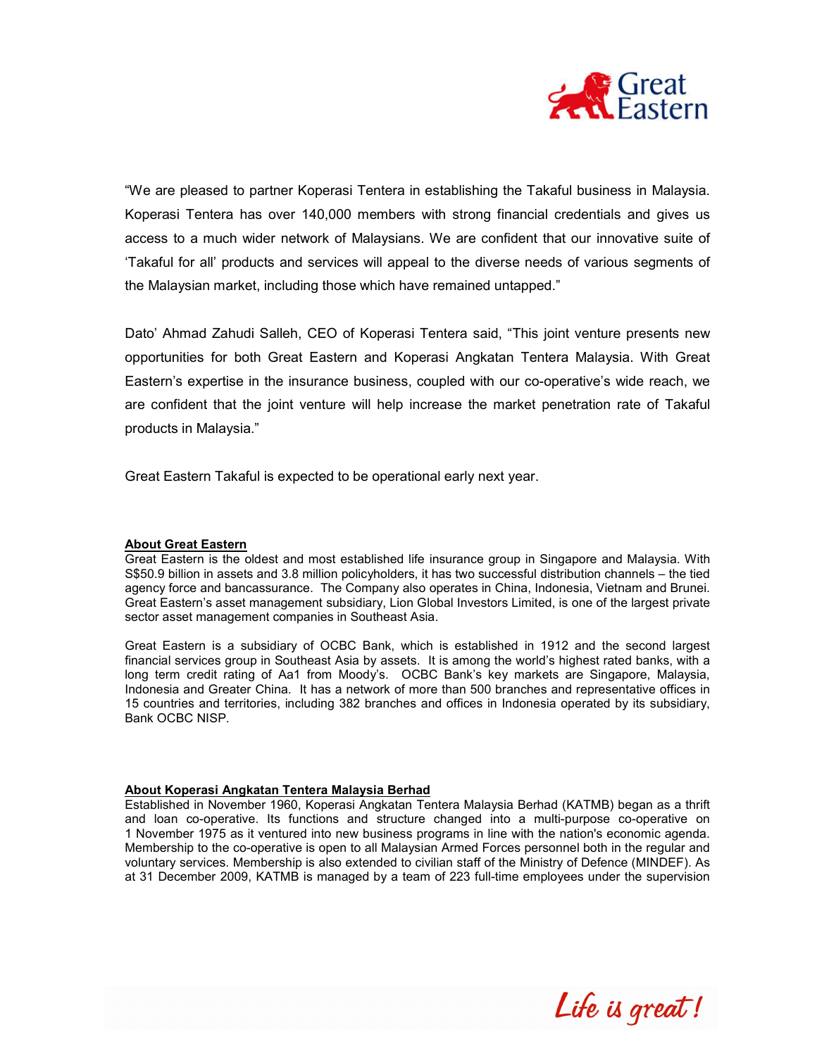"We are pleased to partner Koperasi Tentera in establishing the Takaful business in Malaysia. Koperasi Tentera has over 140,000 members with strong financial credentials and gives us access to a much wider network of Malaysians. We are confident that our innovative suite of 'Takaful for all' products and services will appeal to the diverse needs of various segments of the Malaysian market, including those which have remained untapped."

Dato' Ahmad Zahudi Salleh, CEO of Koperasi Tentera said, "This joint venture presents new opportunities for both Great Eastern and Koperasi Angkatan Tentera Malaysia. With Great Eastern's expertise in the insurance business, coupled with our co-operative's wide reach, we are confident that the joint venture will help increase the market penetration rate of Takaful products in Malaysia."

Great Eastern Takaful is expected to be operational early next year.

**About Great Eastern**

Great Eastern is the oldest and most established life insurance group in Singapore and Malaysia. With S$50.9 billion in assets and 3.8 million policyholders, it has two successful distribution channels – the tied agency force and bancassurance. The Company also operates in China, Indonesia, Vietnam and Brunei. Great Eastern's asset management subsidiary, Lion Global Investors Limited, is one of the largest private sector asset management companies in Southeast Asia.

Great Eastern is a subsidiary of OCBC Bank, which is established in 1912 and the second largest financial services group in Southeast Asia by assets. It is among the world's highest rated banks, with a long term credit rating of Aa1 from Moody's. OCBC Bank's key markets are Singapore, Malaysia, Indonesia and Greater China. It has a network of more than 500 branches and representative offices in 15 countries and territories, including 382 branches and offices in Indonesia operated by its subsidiary, Bank OCBC NISP.

**About Koperasi Angkatan Tentera Malaysia Berhad**

Established in November 1960, Koperasi Angkatan Tentera Malaysia Berhad (KATMB) began as a thrift and loan co-operative. Its functions and structure changed into a multi-purpose co-operative on 1 November 1975 as it ventured into new business programs in line with the nation's economic agenda. Membership to the co-operative is open to all Malaysian Armed Forces personnel both in the regular and voluntary services. Membership is also extended to civilian staff of the Ministry of Defence (MINDEF). As at 31 December 2009, KATMB is managed by a team of 223 full-time employees under the supervision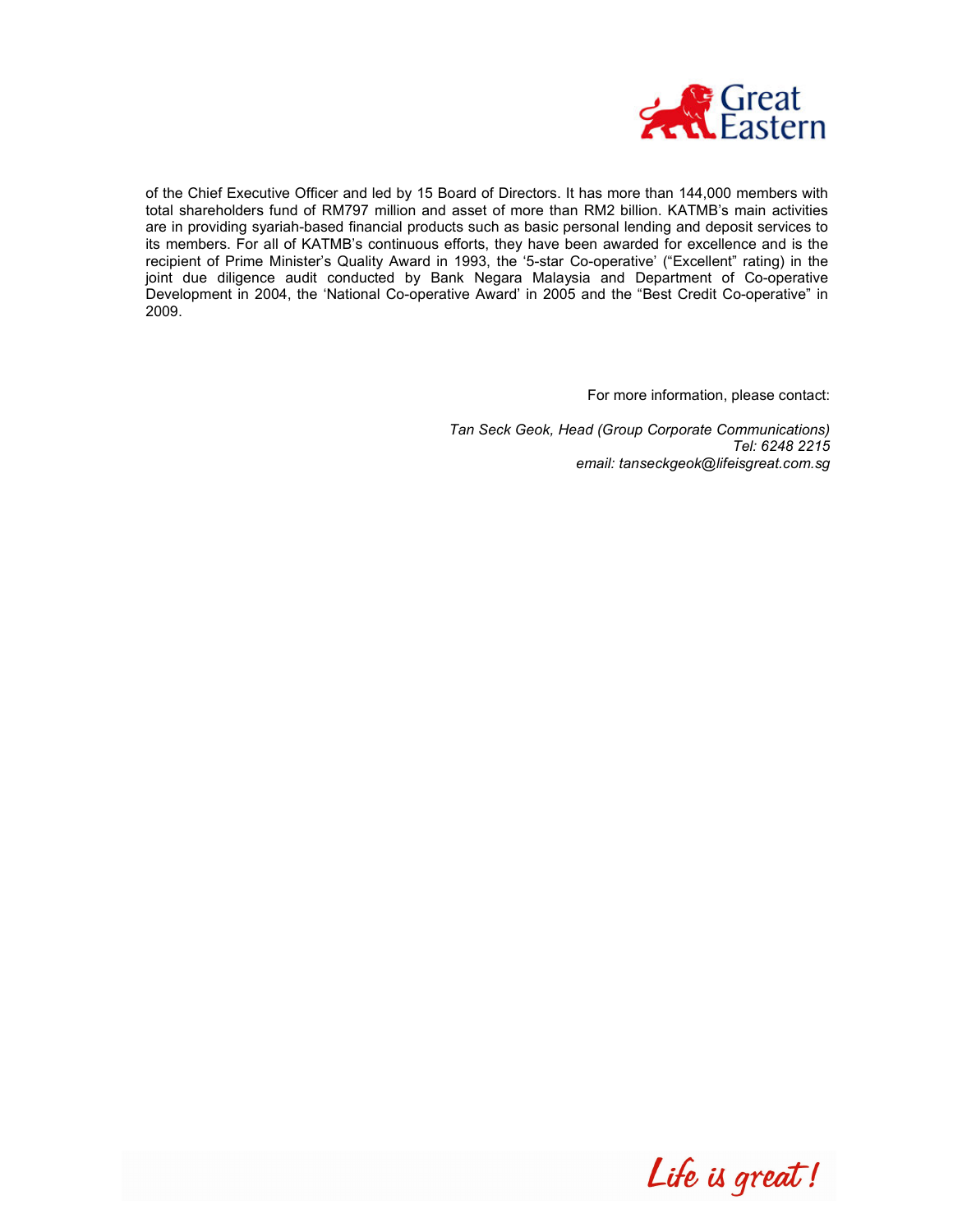of the Chief Executive Officer and led by 15 Board of Directors. It has more than 144,000 members with total shareholders fund of RM797 million and asset of more than RM2 billion. KATMB's main activities are in providing syariah-based financial products such as basic personal lending and deposit services to its members. For all of KATMB's continuous efforts, they have been awarded for excellence and is the recipient of Prime Minister's Quality Award in 1993, the '5-star Co-operative' ("Excellent" rating) in the joint due diligence audit conducted by Bank Negara Malaysia and Department of Co-operative Development in 2004, the 'National Co-operative Award' in 2005 and the "Best Credit Co-operative" in 2009.

For more information, please contact:

*Tan Seck Geok, Head (Group Corporate Communications)*
*Tel: 6248 2215*
*email: tanseckgeok@lifeisgreat.com.sg*